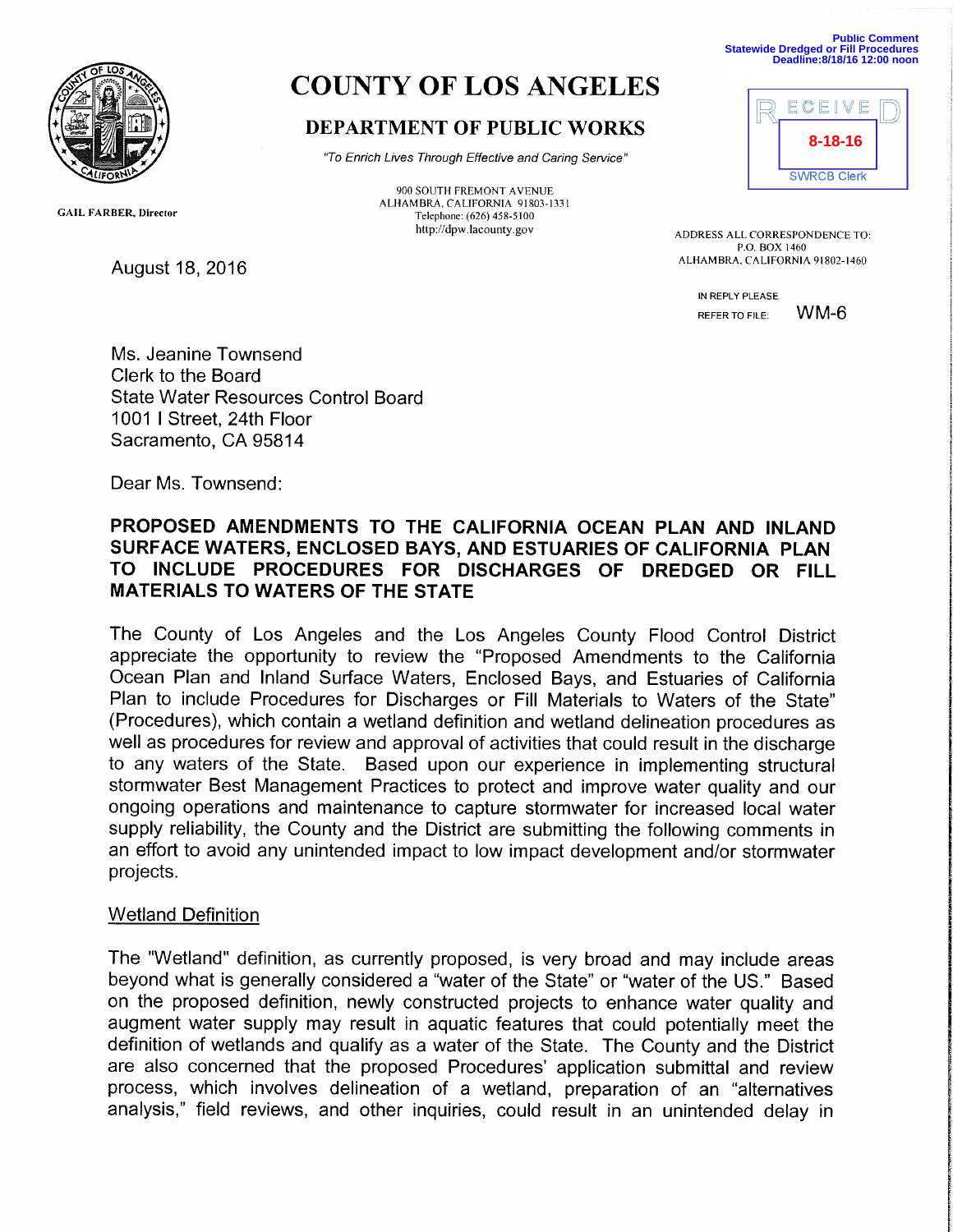Public Comment
Statewide Dredged or Fill Procedures
Deadline:8/18/16 12:00 noon

# COUNTY OF LOS ANGELES

## DEPARTMENT OF PUBLIC WORKS

*"To Enrich Lives Through Effective and Caring Service"*

900 SOUTH FREMONT AVENUE
ALHAMBRA, CALIFORNIA 91803-1331
Telephone: (626) 458-5100
http://dpw.lacounty.gov

RECEIVED
8-18-16
SWRCB Clerk

GAIL FARBER, Director

ADDRESS ALL CORRESPONDENCE TO:
P.O. BOX 1460
ALHAMBRA, CALIFORNIA 91802-1460

IN REPLY PLEASE
REFER TO FILE: WM-6

August 18, 2016

Ms. Jeanine Townsend
Clerk to the Board
State Water Resources Control Board
1001 I Street, 24th Floor
Sacramento, CA 95814

Dear Ms. Townsend:

**PROPOSED AMENDMENTS TO THE CALIFORNIA OCEAN PLAN AND INLAND SURFACE WATERS, ENCLOSED BAYS, AND ESTUARIES OF CALIFORNIA PLAN TO INCLUDE PROCEDURES FOR DISCHARGES OF DREDGED OR FILL MATERIALS TO WATERS OF THE STATE**

The County of Los Angeles and the Los Angeles County Flood Control District appreciate the opportunity to review the "Proposed Amendments to the California Ocean Plan and Inland Surface Waters, Enclosed Bays, and Estuaries of California Plan to include Procedures for Discharges or Fill Materials to Waters of the State" (Procedures), which contain a wetland definition and wetland delineation procedures as well as procedures for review and approval of activities that could result in the discharge to any waters of the State. Based upon our experience in implementing structural stormwater Best Management Practices to protect and improve water quality and our ongoing operations and maintenance to capture stormwater for increased local water supply reliability, the County and the District are submitting the following comments in an effort to avoid any unintended impact to low impact development and/or stormwater projects.

<u>Wetland Definition</u>

The "Wetland" definition, as currently proposed, is very broad and may include areas beyond what is generally considered a "water of the State" or "water of the US." Based on the proposed definition, newly constructed projects to enhance water quality and augment water supply may result in aquatic features that could potentially meet the definition of wetlands and qualify as a water of the State. The County and the District are also concerned that the proposed Procedures' application submittal and review process, which involves delineation of a wetland, preparation of an "alternatives analysis," field reviews, and other inquiries, could result in an unintended delay in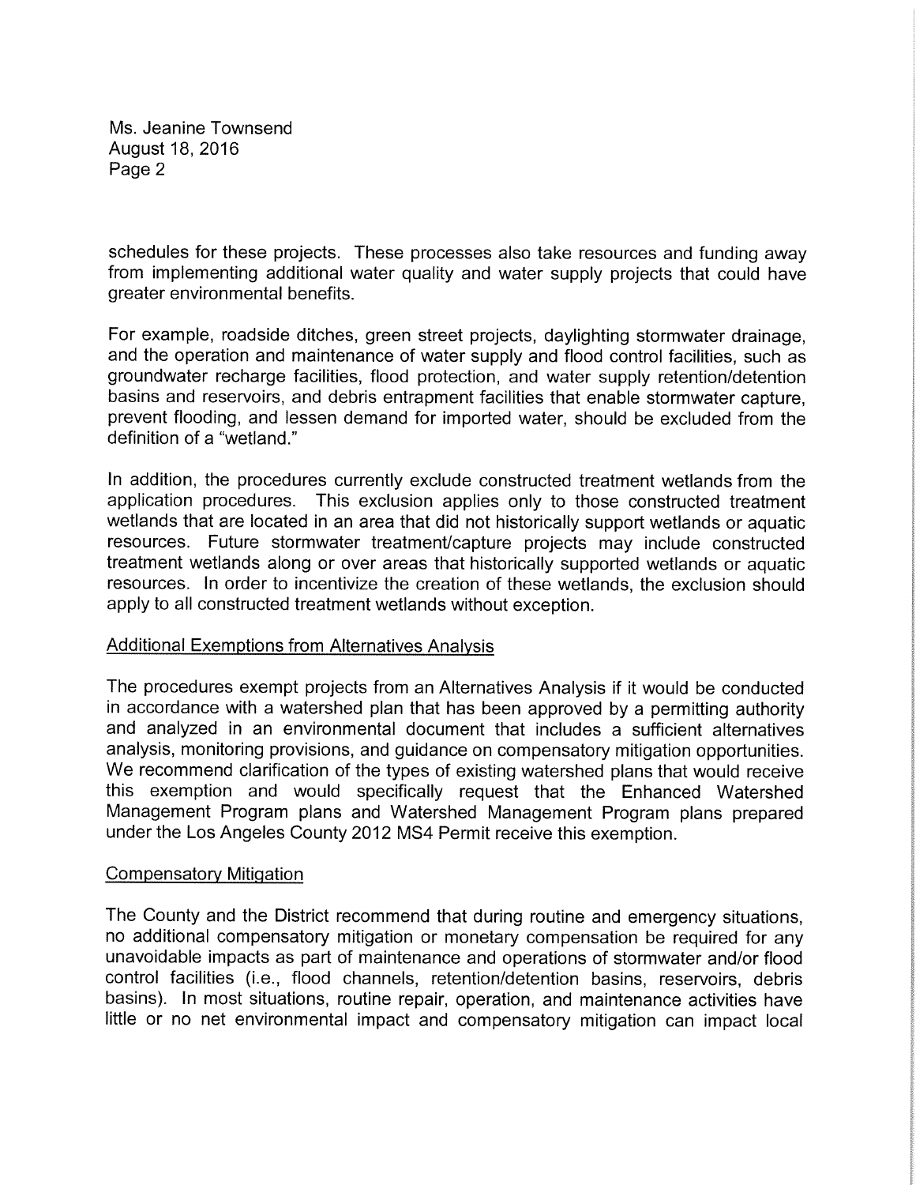schedules for these projects. These processes also take resources and funding away from implementing additional water quality and water supply projects that could have greater environmental benefits.

For example, roadside ditches, green street projects, daylighting stormwater drainage, and the operation and maintenance of water supply and flood control facilities, such as groundwater recharge facilities, flood protection, and water supply retention/detention basins and reservoirs, and debris entrapment facilities that enable stormwater capture, prevent flooding, and lessen demand for imported water, should be excluded from the definition of a "wetland."

In addition, the procedures currently exclude constructed treatment wetlands from the application procedures. This exclusion applies only to those constructed treatment wetlands that are located in an area that did not historically support wetlands or aquatic resources. Future stormwater treatment/capture projects may include constructed treatment wetlands along or over areas that historically supported wetlands or aquatic resources. In order to incentivize the creation of these wetlands, the exclusion should apply to all constructed treatment wetlands without exception.

<u>Additional Exemptions from Alternatives Analysis</u>

The procedures exempt projects from an Alternatives Analysis if it would be conducted in accordance with a watershed plan that has been approved by a permitting authority and analyzed in an environmental document that includes a sufficient alternatives analysis, monitoring provisions, and guidance on compensatory mitigation opportunities. We recommend clarification of the types of existing watershed plans that would receive this exemption and would specifically request that the Enhanced Watershed Management Program plans and Watershed Management Program plans prepared under the Los Angeles County 2012 MS4 Permit receive this exemption.

<u>Compensatory Mitigation</u>

The County and the District recommend that during routine and emergency situations, no additional compensatory mitigation or monetary compensation be required for any unavoidable impacts as part of maintenance and operations of stormwater and/or flood control facilities (i.e., flood channels, retention/detention basins, reservoirs, debris basins). In most situations, routine repair, operation, and maintenance activities have little or no net environmental impact and compensatory mitigation can impact local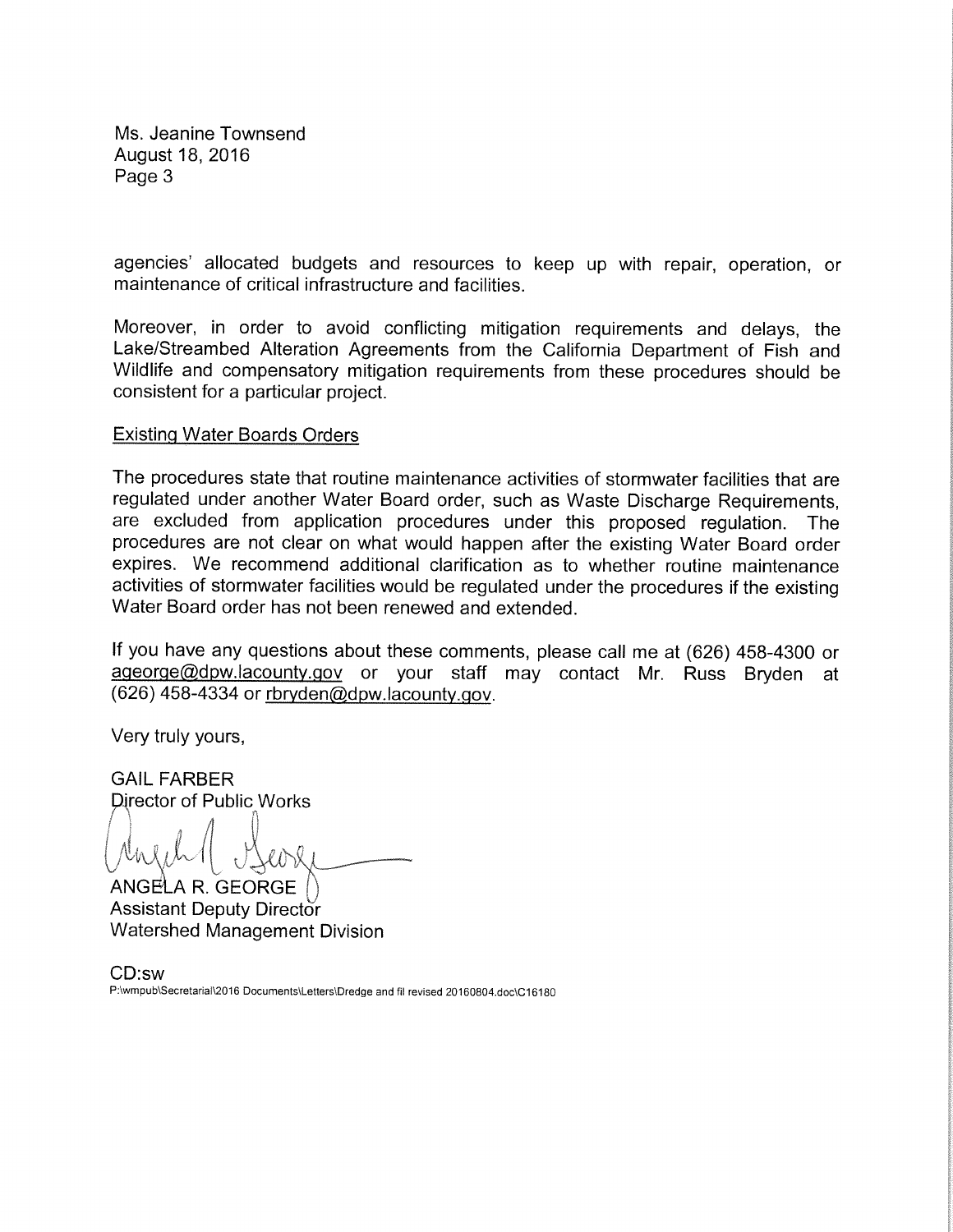agencies' allocated budgets and resources to keep up with repair, operation, or maintenance of critical infrastructure and facilities.

Moreover, in order to avoid conflicting mitigation requirements and delays, the Lake/Streambed Alteration Agreements from the California Department of Fish and Wildlife and compensatory mitigation requirements from these procedures should be consistent for a particular project.

Existing Water Boards Orders

The procedures state that routine maintenance activities of stormwater facilities that are regulated under another Water Board order, such as Waste Discharge Requirements, are excluded from application procedures under this proposed regulation. The procedures are not clear on what would happen after the existing Water Board order expires. We recommend additional clarification as to whether routine maintenance activities of stormwater facilities would be regulated under the procedures if the existing Water Board order has not been renewed and extended.

If you have any questions about these comments, please call me at (626) 458-4300 or ageorge@dpw.lacounty.gov or your staff may contact Mr. Russ Bryden at (626) 458-4334 or rbryden@dpw.lacounty.gov.

Very truly yours,

GAIL FARBER
Director of Public Works

ANGELA R. GEORGE
Assistant Deputy Director
Watershed Management Division

CD:sw
P:\wmpub\Secretarial\2016 Documents\Letters\Dredge and fil revised 20160804.doc\C16180